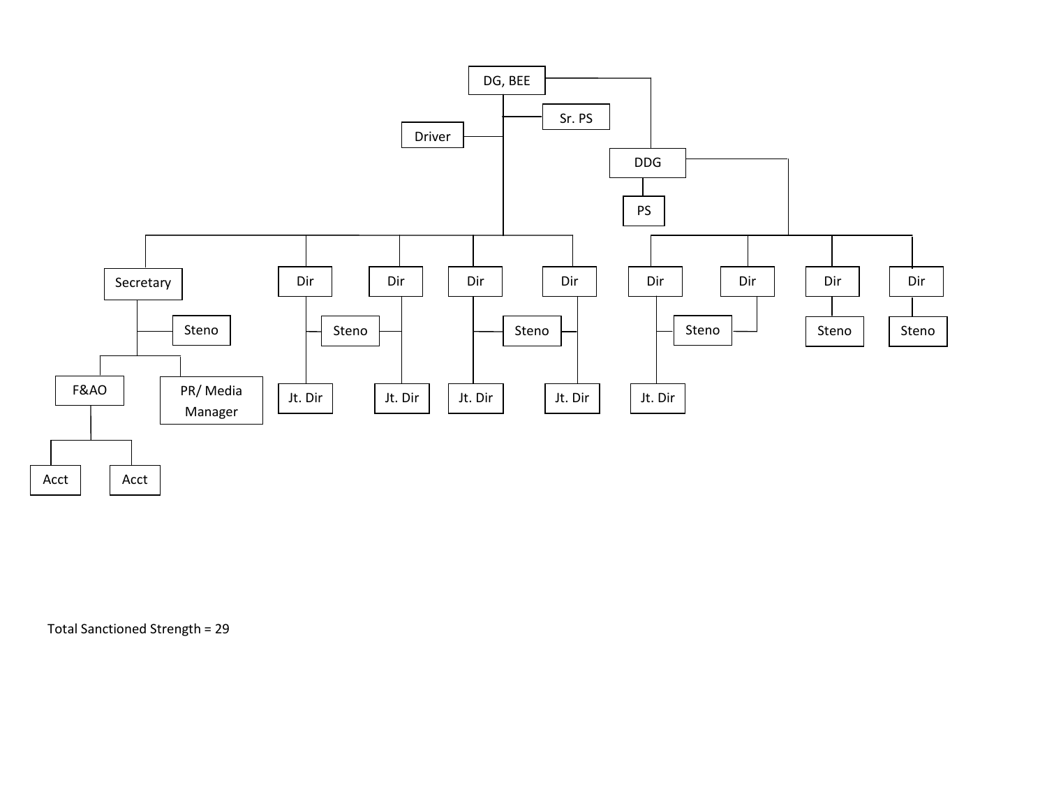- DG, BEE
  - Sr. PS
  - Driver
  - Secretary
    - Steno
    - F&AO
      - Acct
      - Acct
    - PR/ Media Manager
  - Dir
    - Jt. Dir
  - Dir
    - Jt. Dir
  - (Steno shared by the above two Dir)
  - Dir
    - Jt. Dir
  - Dir
    - Jt. Dir
  - (Steno shared by the above two Dir)
  - DDG
    - PS
    - Dir
      - Jt. Dir
    - Dir
    - (Steno shared by the above two Dir)
    - Dir
      - Steno
    - Dir
      - Steno

Total Sanctioned Strength = 29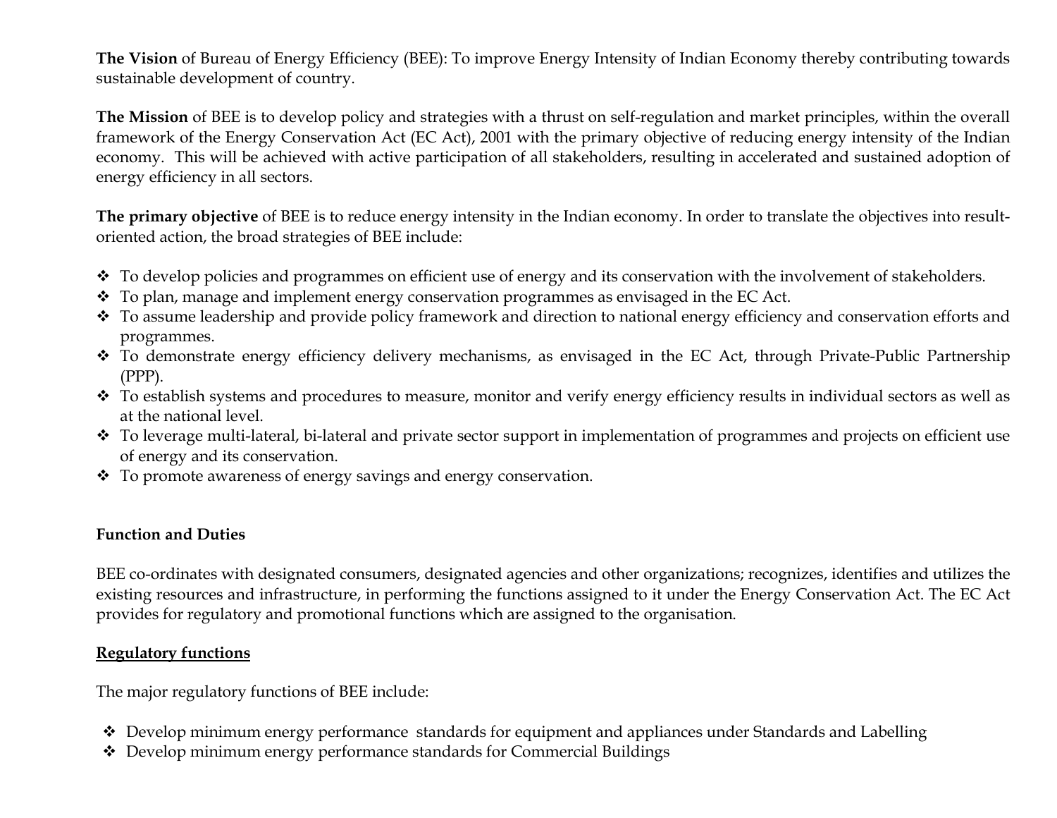**The Vision** of Bureau of Energy Efficiency (BEE): To improve Energy Intensity of Indian Economy thereby contributing towards sustainable development of country.

**The Mission** of BEE is to develop policy and strategies with a thrust on self-regulation and market principles, within the overall framework of the Energy Conservation Act (EC Act), 2001 with the primary objective of reducing energy intensity of the Indian economy. This will be achieved with active participation of all stakeholders, resulting in accelerated and sustained adoption of energy efficiency in all sectors.

**The primary objective** of BEE is to reduce energy intensity in the Indian economy. In order to translate the objectives into result-oriented action, the broad strategies of BEE include:

- To develop policies and programmes on efficient use of energy and its conservation with the involvement of stakeholders.
- To plan, manage and implement energy conservation programmes as envisaged in the EC Act.
- To assume leadership and provide policy framework and direction to national energy efficiency and conservation efforts and programmes.
- To demonstrate energy efficiency delivery mechanisms, as envisaged in the EC Act, through Private-Public Partnership (PPP).
- To establish systems and procedures to measure, monitor and verify energy efficiency results in individual sectors as well as at the national level.
- To leverage multi-lateral, bi-lateral and private sector support in implementation of programmes and projects on efficient use of energy and its conservation.
- To promote awareness of energy savings and energy conservation.

**Function and Duties**

BEE co-ordinates with designated consumers, designated agencies and other organizations; recognizes, identifies and utilizes the existing resources and infrastructure, in performing the functions assigned to it under the Energy Conservation Act. The EC Act provides for regulatory and promotional functions which are assigned to the organisation.

**<u>Regulatory functions</u>**

The major regulatory functions of BEE include:

- Develop minimum energy performance standards for equipment and appliances under Standards and Labelling
- Develop minimum energy performance standards for Commercial Buildings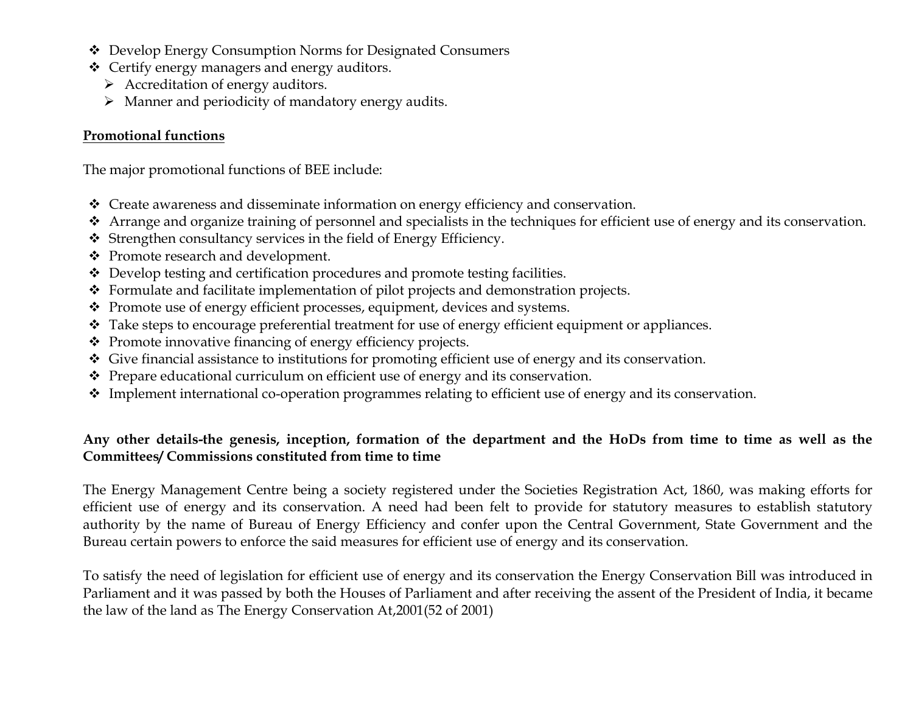- Develop Energy Consumption Norms for Designated Consumers
- Certify energy managers and energy auditors.
  - Accreditation of energy auditors.
  - Manner and periodicity of mandatory energy audits.

**<u>Promotional functions</u>**

The major promotional functions of BEE include:

- Create awareness and disseminate information on energy efficiency and conservation.
- Arrange and organize training of personnel and specialists in the techniques for efficient use of energy and its conservation.
- Strengthen consultancy services in the field of Energy Efficiency.
- Promote research and development.
- Develop testing and certification procedures and promote testing facilities.
- Formulate and facilitate implementation of pilot projects and demonstration projects.
- Promote use of energy efficient processes, equipment, devices and systems.
- Take steps to encourage preferential treatment for use of energy efficient equipment or appliances.
- Promote innovative financing of energy efficiency projects.
- Give financial assistance to institutions for promoting efficient use of energy and its conservation.
- Prepare educational curriculum on efficient use of energy and its conservation.
- Implement international co-operation programmes relating to efficient use of energy and its conservation.

**Any other details-the genesis, inception, formation of the department and the HoDs from time to time as well as the Committees/ Commissions constituted from time to time**

The Energy Management Centre being a society registered under the Societies Registration Act, 1860, was making efforts for efficient use of energy and its conservation. A need had been felt to provide for statutory measures to establish statutory authority by the name of Bureau of Energy Efficiency and confer upon the Central Government, State Government and the Bureau certain powers to enforce the said measures for efficient use of energy and its conservation.

To satisfy the need of legislation for efficient use of energy and its conservation the Energy Conservation Bill was introduced in Parliament and it was passed by both the Houses of Parliament and after receiving the assent of the President of India, it became the law of the land as The Energy Conservation At,2001(52 of 2001)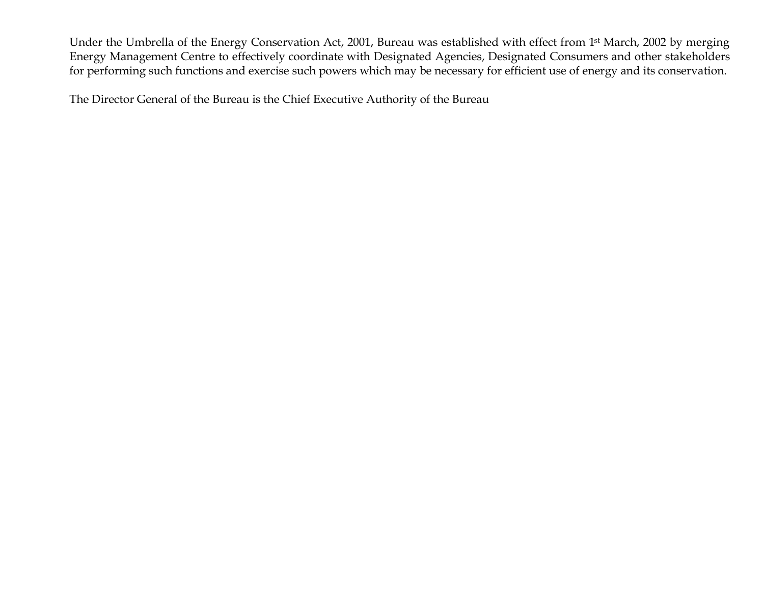Under the Umbrella of the Energy Conservation Act, 2001, Bureau was established with effect from 1st March, 2002 by merging Energy Management Centre to effectively coordinate with Designated Agencies, Designated Consumers and other stakeholders for performing such functions and exercise such powers which may be necessary for efficient use of energy and its conservation.

The Director General of the Bureau is the Chief Executive Authority of the Bureau